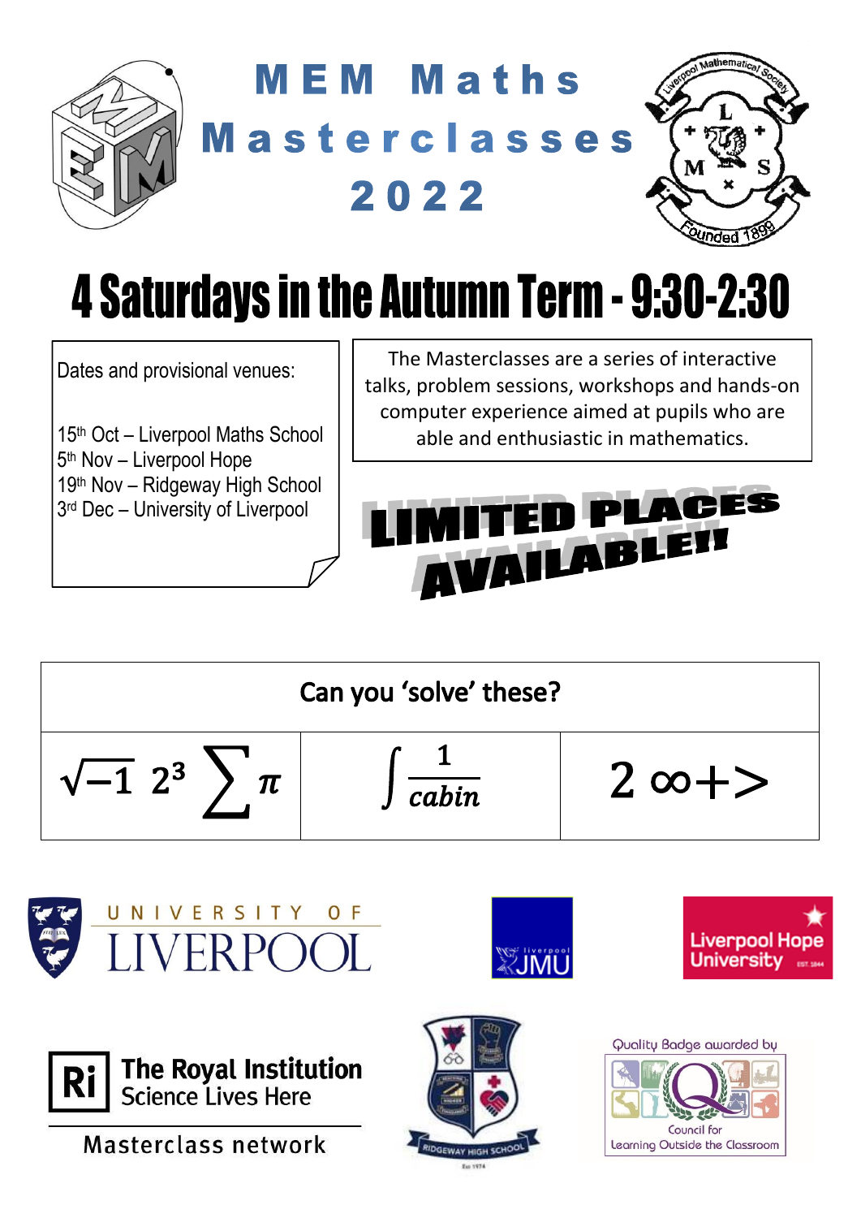# MEM Maths Masterclasses 2022

## 4 Saturdays in the Autumn Term - 9:30-2:30

Dates and provisional venues:

15th Oct – Liverpool Maths School
5th Nov – Liverpool Hope
19th Nov – Ridgeway High School
3rd Dec – University of Liverpool

The Masterclasses are a series of interactive talks, problem sessions, workshops and hands-on computer experience aimed at pupils who are able and enthusiastic in mathematics.

**LIMITED PLACES AVAILABLE!!**

| Can you 'solve' these? | | |
|---|---|---|
| $\sqrt{-1}\ 2^3 \sum \pi$ | $\int \frac{1}{cabin}$ | $2\ \infty + >$ |

University of Liverpool

Liverpool JMU

Liverpool Hope University

The Royal Institution Science Lives Here

Masterclass network

Ridgeway High School

Quality Badge awarded by Council for Learning Outside the Classroom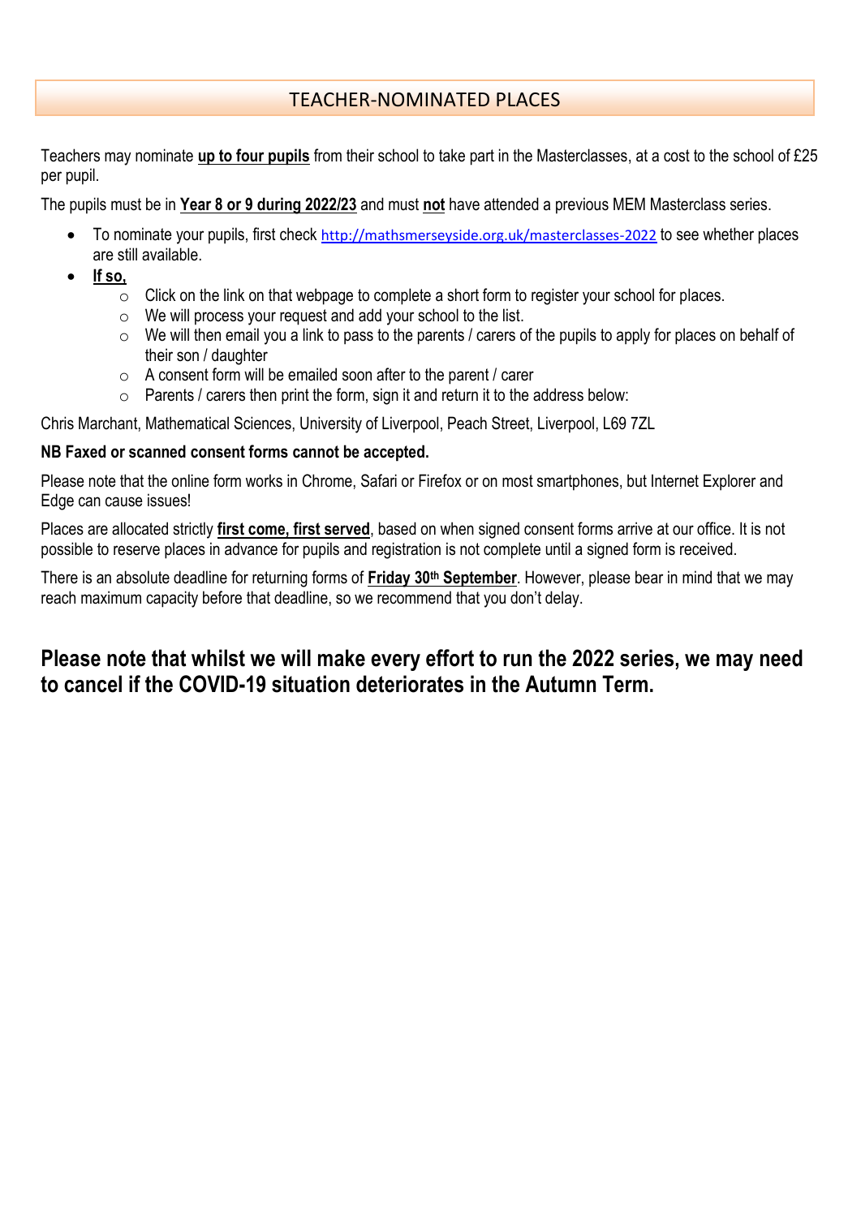## TEACHER-NOMINATED PLACES

Teachers may nominate **up to four pupils** from their school to take part in the Masterclasses, at a cost to the school of £25 per pupil.

The pupils must be in **Year 8 or 9 during 2022/23** and must **not** have attended a previous MEM Masterclass series.

- To nominate your pupils, first check http://mathsmerseyside.org.uk/masterclasses-2022 to see whether places are still available.
- **If so,**
  - Click on the link on that webpage to complete a short form to register your school for places.
  - We will process your request and add your school to the list.
  - We will then email you a link to pass to the parents / carers of the pupils to apply for places on behalf of their son / daughter
  - A consent form will be emailed soon after to the parent / carer
  - Parents / carers then print the form, sign it and return it to the address below:

Chris Marchant, Mathematical Sciences, University of Liverpool, Peach Street, Liverpool, L69 7ZL

**NB Faxed or scanned consent forms cannot be accepted.**

Please note that the online form works in Chrome, Safari or Firefox or on most smartphones, but Internet Explorer and Edge can cause issues!

Places are allocated strictly **first come, first served**, based on when signed consent forms arrive at our office. It is not possible to reserve places in advance for pupils and registration is not complete until a signed form is received.

There is an absolute deadline for returning forms of **Friday 30th September**. However, please bear in mind that we may reach maximum capacity before that deadline, so we recommend that you don't delay.

**Please note that whilst we will make every effort to run the 2022 series, we may need to cancel if the COVID-19 situation deteriorates in the Autumn Term.**